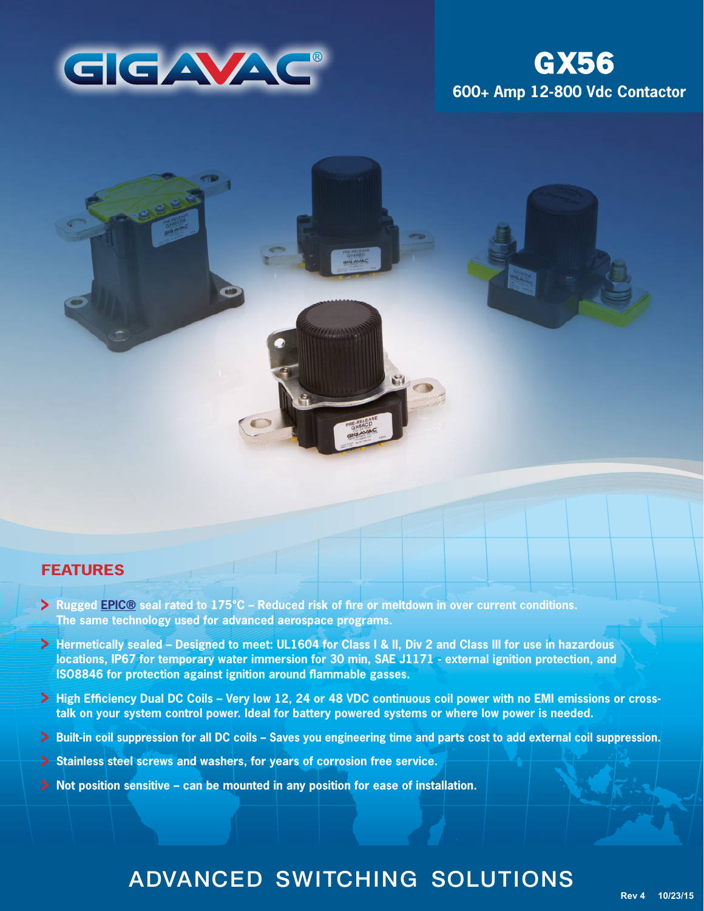# GIGAVAC®

# GX56

## 600+ Amp 12-800 Vdc Contactor

## FEATURES

- **Rugged EPIC® seal rated to 175°C – Reduced risk of fire or meltdown in over current conditions. The same technology used for advanced aerospace programs.**
- **Hermetically sealed – Designed to meet: UL1604 for Class I & II, Div 2 and Class III for use in hazardous locations, IP67 for temporary water immersion for 30 min, SAE J1171 - external ignition protection, and ISO8846 for protection against ignition around flammable gasses.**
- **High Efficiency Dual DC Coils – Very low 12, 24 or 48 VDC continuous coil power with no EMI emissions or cross-talk on your system control power. Ideal for battery powered systems or where low power is needed.**
- **Built-in coil suppression for all DC coils – Saves you engineering time and parts cost to add external coil suppression.**
- **Stainless steel screws and washers, for years of corrosion free service.**
- **Not position sensitive – can be mounted in any position for ease of installation.**

ADVANCED SWITCHING SOLUTIONS

Rev 4 10/23/15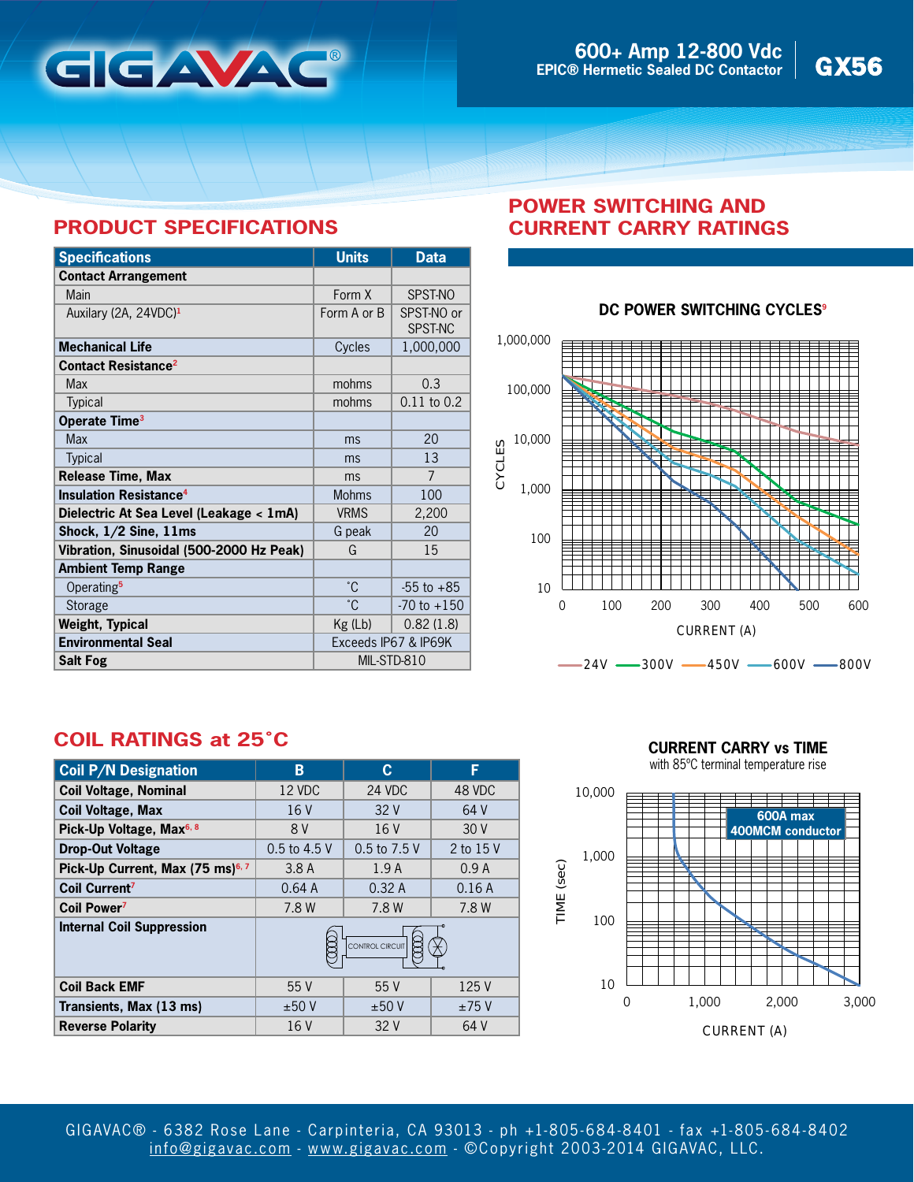# 600+ Amp 12-800 Vdc EPIC® Hermetic Sealed DC Contactor GX56

## PRODUCT SPECIFICATIONS

| Specifications | Units | Data |
|---|---|---|
| **Contact Arrangement** | | |
| Main | Form X | SPST-NO |
| Auxilary (2A, 24VDC)[1] | Form A or B | SPST-NO or SPST-NC |
| **Mechanical Life** | Cycles | 1,000,000 |
| **Contact Resistance**[2] | | |
| Max | mohms | 0.3 |
| Typical | mohms | 0.11 to 0.2 |
| **Operate Time**[3] | | |
| Max | ms | 20 |
| Typical | ms | 13 |
| **Release Time, Max** | ms | 7 |
| **Insulation Resistance**[4] | Mohms | 100 |
| **Dielectric At Sea Level (Leakage < 1mA)** | VRMS | 2,200 |
| **Shock, 1/2 Sine, 11ms** | G peak | 20 |
| **Vibration, Sinusoidal (500-2000 Hz Peak)** | G | 15 |
| **Ambient Temp Range** | | |
| Operating[5] | ˚C | -55 to +85 |
| Storage | ˚C | -70 to +150 |
| **Weight, Typical** | Kg (Lb) | 0.82 (1.8) |
| **Environmental Seal** | Exceeds IP67 & IP69K | |
| **Salt Fog** | MIL-STD-810 | |

## POWER SWITCHING AND CURRENT CARRY RATINGS

### DC POWER SWITCHING CYCLES[9]

CYCLES vs CURRENT (A) — 24V, 300V, 450V, 600V, 800V

## COIL RATINGS at 25˚C

| Coil P/N Designation | B | C | F |
|---|---|---|---|
| **Coil Voltage, Nominal** | 12 VDC | 24 VDC | 48 VDC |
| **Coil Voltage, Max** | 16 V | 32 V | 64 V |
| **Pick-Up Voltage, Max**[6, 8] | 8 V | 16 V | 30 V |
| **Drop-Out Voltage** | 0.5 to 4.5 V | 0.5 to 7.5 V | 2 to 15 V |
| **Pick-Up Current, Max (75 ms)**[6, 7] | 3.8 A | 1.9 A | 0.9 A |
| **Coil Current**[7] | 0.64 A | 0.32 A | 0.16 A |
| **Coil Power**[7] | 7.8 W | 7.8 W | 7.8 W |
| **Internal Coil Suppression** | CONTROL CIRCUIT | | |
| **Coil Back EMF** | 55 V | 55 V | 125 V |
| **Transients, Max (13 ms)** | ±50 V | ±50 V | ±75 V |
| **Reverse Polarity** | 16 V | 32 V | 64 V |

### CURRENT CARRY vs TIME

with 85ºC terminal temperature rise

TIME (sec) vs CURRENT (A) — 600A max 400MCM conductor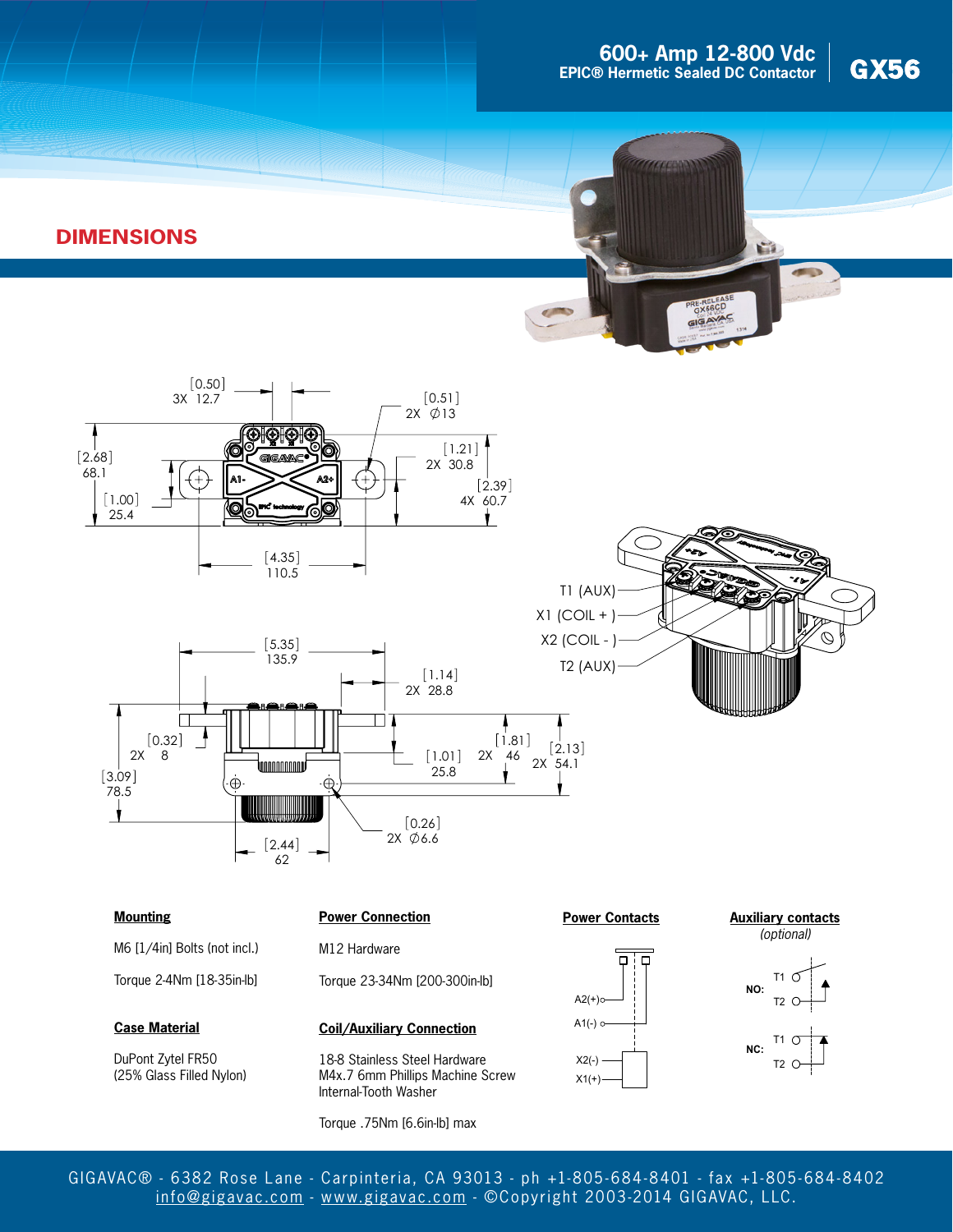# 600+ Amp 12-800 Vdc
## EPIC® Hermetic Sealed DC Contactor

# GX56

## DIMENSIONS

[0.50] 3X 12.7

[0.51] 2X ∅13

[2.68] 68.1

[1.21] 2X 30.8

[1.00] 25.4

[2.39] 4X 60.7

[4.35] 110.5

T1 (AUX)

X1 (COIL + )

X2 (COIL - )

T2 (AUX)

[5.35] 135.9

[1.14] 2X 28.8

[0.32] 2X 8

[1.81] 2X 46

[2.13] 2X 54.1

[1.01] 25.8

[3.09] 78.5

[0.26] 2X ∅6.6

[2.44] 62

**Mounting**

M6 [1/4in] Bolts (not incl.)

Torque 2-4Nm [18-35in-lb]

**Case Material**

DuPont Zytel FR50
(25% Glass Filled Nylon)

**Power Connection**

M12 Hardware

Torque 23-34Nm [200-300in-lb]

**Coil/Auxiliary Connection**

18-8 Stainless Steel Hardware
M4x.7 6mm Phillips Machine Screw
Internal-Tooth Washer

Torque .75Nm [6.6in-lb] max

**Power Contacts**

A2(+)
A1(-)
X2(-)
X1(+)

**Auxiliary contacts**
*(optional)*

NO: T1, T2

NC: T1, T2

GIGAVAC® - 6382 Rose Lane - Carpinteria, CA 93013 - ph +1-805-684-8401 - fax +1-805-684-8402
info@gigavac.com - www.gigavac.com - ©Copyright 2003-2014 GIGAVAC, LLC.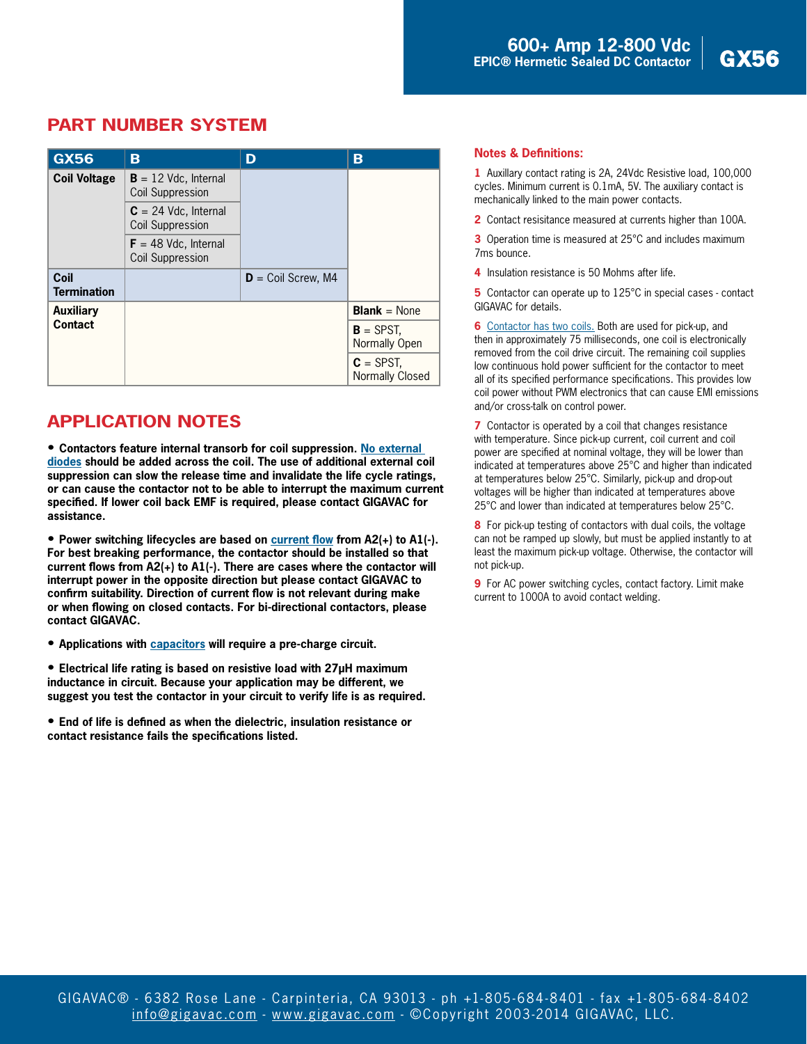## PART NUMBER SYSTEM

| GX56 | B | D | B |
|---|---|---|---|
| **Coil Voltage** | **B** = 12 Vdc, Internal Coil Suppression | | |
| | **C** = 24 Vdc, Internal Coil Suppression | | |
| | **F** = 48 Vdc, Internal Coil Suppression | | |
| **Coil Termination** | | **D** = Coil Screw, M4 | |
| **Auxiliary Contact** | | | **Blank** = None |
| | | | **B** = SPST, Normally Open |
| | | | **C** = SPST, Normally Closed |

## APPLICATION NOTES

- **Contactors feature internal transorb for coil suppression. No external diodes should be added across the coil. The use of additional external coil suppression can slow the release time and invalidate the life cycle ratings, or can cause the contactor not to be able to interrupt the maximum current specified. If lower coil back EMF is required, please contact GIGAVAC for assistance.**

- **Power switching lifecycles are based on current flow from A2(+) to A1(-). For best breaking performance, the contactor should be installed so that current flows from A2(+) to A1(-). There are cases where the contactor will interrupt power in the opposite direction but please contact GIGAVAC to confirm suitability. Direction of current flow is not relevant during make or when flowing on closed contacts. For bi-directional contactors, please contact GIGAVAC.**

- **Applications with capacitors will require a pre-charge circuit.**

- **Electrical life rating is based on resistive load with 27µH maximum inductance in circuit. Because your application may be different, we suggest you test the contactor in your circuit to verify life is as required.**

- **End of life is defined as when the dielectric, insulation resistance or contact resistance fails the specifications listed.**

### Notes & Definitions:

1 Auxillary contact rating is 2A, 24Vdc Resistive load, 100,000 cycles. Minimum current is 0.1mA, 5V. The auxiliary contact is mechanically linked to the main power contacts.

2 Contact resisitance measured at currents higher than 100A.

3 Operation time is measured at 25°C and includes maximum 7ms bounce.

4 Insulation resistance is 50 Mohms after life.

5 Contactor can operate up to 125°C in special cases - contact GIGAVAC for details.

6 Contactor has two coils. Both are used for pick-up, and then in approximately 75 milliseconds, one coil is electronically removed from the coil drive circuit. The remaining coil supplies low continuous hold power sufficient for the contactor to meet all of its specified performance specifications. This provides low coil power without PWM electronics that can cause EMI emissions and/or cross-talk on control power.

7 Contactor is operated by a coil that changes resistance with temperature. Since pick-up current, coil current and coil power are specified at nominal voltage, they will be lower than indicated at temperatures above 25°C and higher than indicated at temperatures below 25°C. Similarly, pick-up and drop-out voltages will be higher than indicated at temperatures above 25°C and lower than indicated at temperatures below 25°C.

8 For pick-up testing of contactors with dual coils, the voltage can not be ramped up slowly, but must be applied instantly to at least the maximum pick-up voltage. Otherwise, the contactor will not pick-up.

9 For AC power switching cycles, contact factory. Limit make current to 1000A to avoid contact welding.

GIGAVAC® - 6382 Rose Lane - Carpinteria, CA 93013 - ph +1-805-684-8401 - fax +1-805-684-8402
info@gigavac.com - www.gigavac.com - ©Copyright 2003-2014 GIGAVAC, LLC.